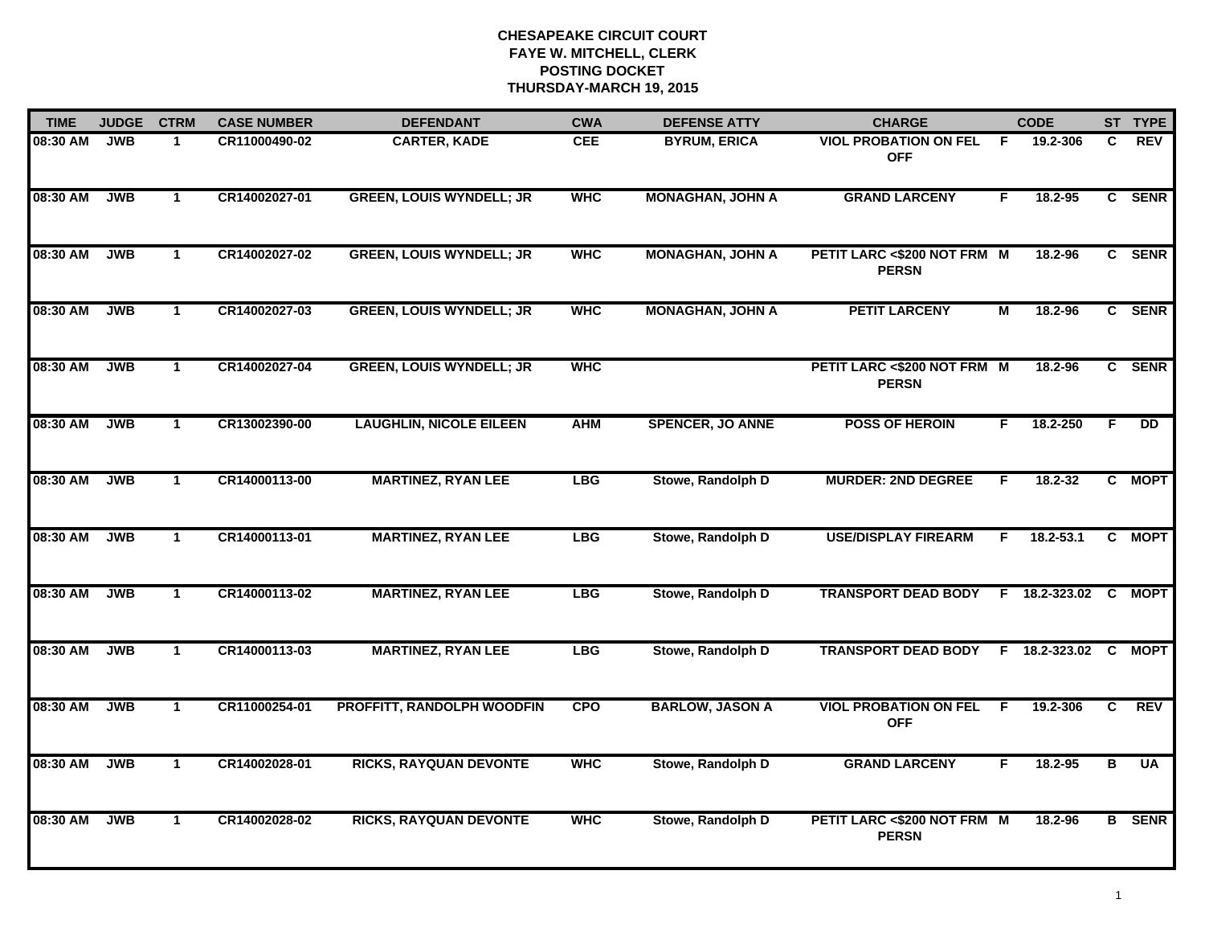# CHESAPEAKE CIRCUIT COURT
## FAYE W. MITCHELL, CLERK
## POSTING DOCKET
## THURSDAY-MARCH 19, 2015

| TIME | JUDGE | CTRM | CASE NUMBER | DEFENDANT | CWA | DEFENSE ATTY | CHARGE | | CODE | ST | TYPE |
|---|---|---|---|---|---|---|---|---|---|---|---|
| 08:30 AM | JWB | 1 | CR11000490-02 | CARTER, KADE | CEE | BYRUM, ERICA | VIOL PROBATION ON FEL OFF | F | 19.2-306 | C | REV |
| 08:30 AM | JWB | 1 | CR14002027-01 | GREEN, LOUIS WYNDELL; JR | WHC | MONAGHAN, JOHN A | GRAND LARCENY | F | 18.2-95 | C | SENR |
| 08:30 AM | JWB | 1 | CR14002027-02 | GREEN, LOUIS WYNDELL; JR | WHC | MONAGHAN, JOHN A | PETIT LARC <$200 NOT FRM PERSN | M | 18.2-96 | C | SENR |
| 08:30 AM | JWB | 1 | CR14002027-03 | GREEN, LOUIS WYNDELL; JR | WHC | MONAGHAN, JOHN A | PETIT LARCENY | M | 18.2-96 | C | SENR |
| 08:30 AM | JWB | 1 | CR14002027-04 | GREEN, LOUIS WYNDELL; JR | WHC | | PETIT LARC <$200 NOT FRM PERSN | M | 18.2-96 | C | SENR |
| 08:30 AM | JWB | 1 | CR13002390-00 | LAUGHLIN, NICOLE EILEEN | AHM | SPENCER, JO ANNE | POSS OF HEROIN | F | 18.2-250 | F | DD |
| 08:30 AM | JWB | 1 | CR14000113-00 | MARTINEZ, RYAN LEE | LBG | Stowe, Randolph D | MURDER: 2ND DEGREE | F | 18.2-32 | C | MOPT |
| 08:30 AM | JWB | 1 | CR14000113-01 | MARTINEZ, RYAN LEE | LBG | Stowe, Randolph D | USE/DISPLAY FIREARM | F | 18.2-53.1 | C | MOPT |
| 08:30 AM | JWB | 1 | CR14000113-02 | MARTINEZ, RYAN LEE | LBG | Stowe, Randolph D | TRANSPORT DEAD BODY | F | 18.2-323.02 | C | MOPT |
| 08:30 AM | JWB | 1 | CR14000113-03 | MARTINEZ, RYAN LEE | LBG | Stowe, Randolph D | TRANSPORT DEAD BODY | F | 18.2-323.02 | C | MOPT |
| 08:30 AM | JWB | 1 | CR11000254-01 | PROFFITT, RANDOLPH WOODFIN | CPO | BARLOW, JASON A | VIOL PROBATION ON FEL OFF | F | 19.2-306 | C | REV |
| 08:30 AM | JWB | 1 | CR14002028-01 | RICKS, RAYQUAN DEVONTE | WHC | Stowe, Randolph D | GRAND LARCENY | F | 18.2-95 | B | UA |
| 08:30 AM | JWB | 1 | CR14002028-02 | RICKS, RAYQUAN DEVONTE | WHC | Stowe, Randolph D | PETIT LARC <$200 NOT FRM PERSN | M | 18.2-96 | B | SENR |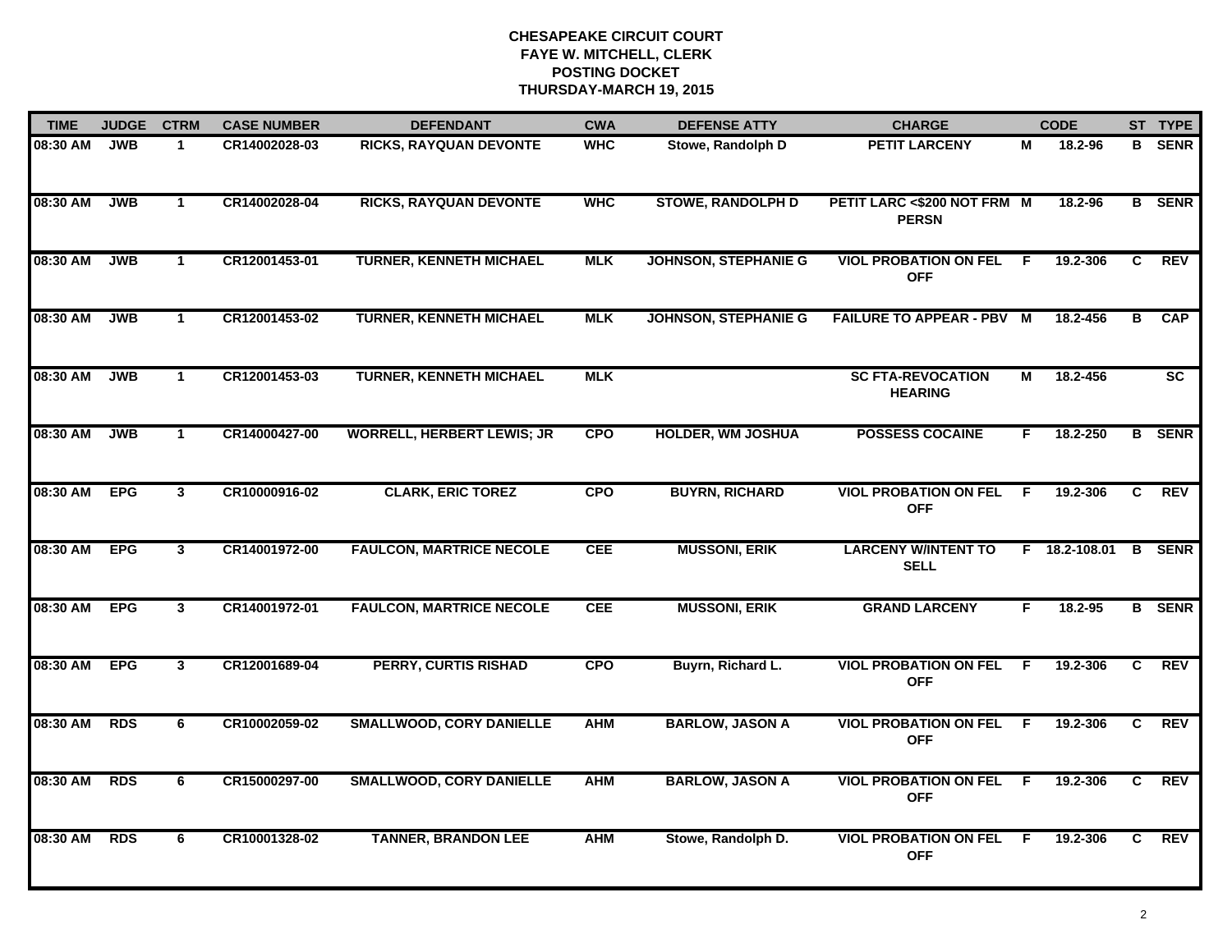# CHESAPEAKE CIRCUIT COURT
## FAYE W. MITCHELL, CLERK
## POSTING DOCKET
## THURSDAY-MARCH 19, 2015

| TIME | JUDGE | CTRM | CASE NUMBER | DEFENDANT | CWA | DEFENSE ATTY | CHARGE | | CODE | ST | TYPE |
|---|---|---|---|---|---|---|---|---|---|---|---|
| 08:30 AM | JWB | 1 | CR14002028-03 | RICKS, RAYQUAN DEVONTE | WHC | Stowe, Randolph D | PETIT LARCENY | M | 18.2-96 | B | SENR |
| 08:30 AM | JWB | 1 | CR14002028-04 | RICKS, RAYQUAN DEVONTE | WHC | STOWE, RANDOLPH D | PETIT LARC <$200 NOT FRM PERSN | M | 18.2-96 | B | SENR |
| 08:30 AM | JWB | 1 | CR12001453-01 | TURNER, KENNETH MICHAEL | MLK | JOHNSON, STEPHANIE G | VIOL PROBATION ON FEL OFF | F | 19.2-306 | C | REV |
| 08:30 AM | JWB | 1 | CR12001453-02 | TURNER, KENNETH MICHAEL | MLK | JOHNSON, STEPHANIE G | FAILURE TO APPEAR - PBV | M | 18.2-456 | B | CAP |
| 08:30 AM | JWB | 1 | CR12001453-03 | TURNER, KENNETH MICHAEL | MLK | | SC FTA-REVOCATION HEARING | M | 18.2-456 | | SC |
| 08:30 AM | JWB | 1 | CR14000427-00 | WORRELL, HERBERT LEWIS; JR | CPO | HOLDER, WM JOSHUA | POSSESS COCAINE | F | 18.2-250 | B | SENR |
| 08:30 AM | EPG | 3 | CR10000916-02 | CLARK, ERIC TOREZ | CPO | BUYRN, RICHARD | VIOL PROBATION ON FEL OFF | F | 19.2-306 | C | REV |
| 08:30 AM | EPG | 3 | CR14001972-00 | FAULCON, MARTRICE NECOLE | CEE | MUSSONI, ERIK | LARCENY W/INTENT TO SELL | F | 18.2-108.01 | B | SENR |
| 08:30 AM | EPG | 3 | CR14001972-01 | FAULCON, MARTRICE NECOLE | CEE | MUSSONI, ERIK | GRAND LARCENY | F | 18.2-95 | B | SENR |
| 08:30 AM | EPG | 3 | CR12001689-04 | PERRY, CURTIS RISHAD | CPO | Buyrn, Richard L. | VIOL PROBATION ON FEL OFF | F | 19.2-306 | C | REV |
| 08:30 AM | RDS | 6 | CR10002059-02 | SMALLWOOD, CORY DANIELLE | AHM | BARLOW, JASON A | VIOL PROBATION ON FEL OFF | F | 19.2-306 | C | REV |
| 08:30 AM | RDS | 6 | CR15000297-00 | SMALLWOOD, CORY DANIELLE | AHM | BARLOW, JASON A | VIOL PROBATION ON FEL OFF | F | 19.2-306 | C | REV |
| 08:30 AM | RDS | 6 | CR10001328-02 | TANNER, BRANDON LEE | AHM | Stowe, Randolph D. | VIOL PROBATION ON FEL OFF | F | 19.2-306 | C | REV |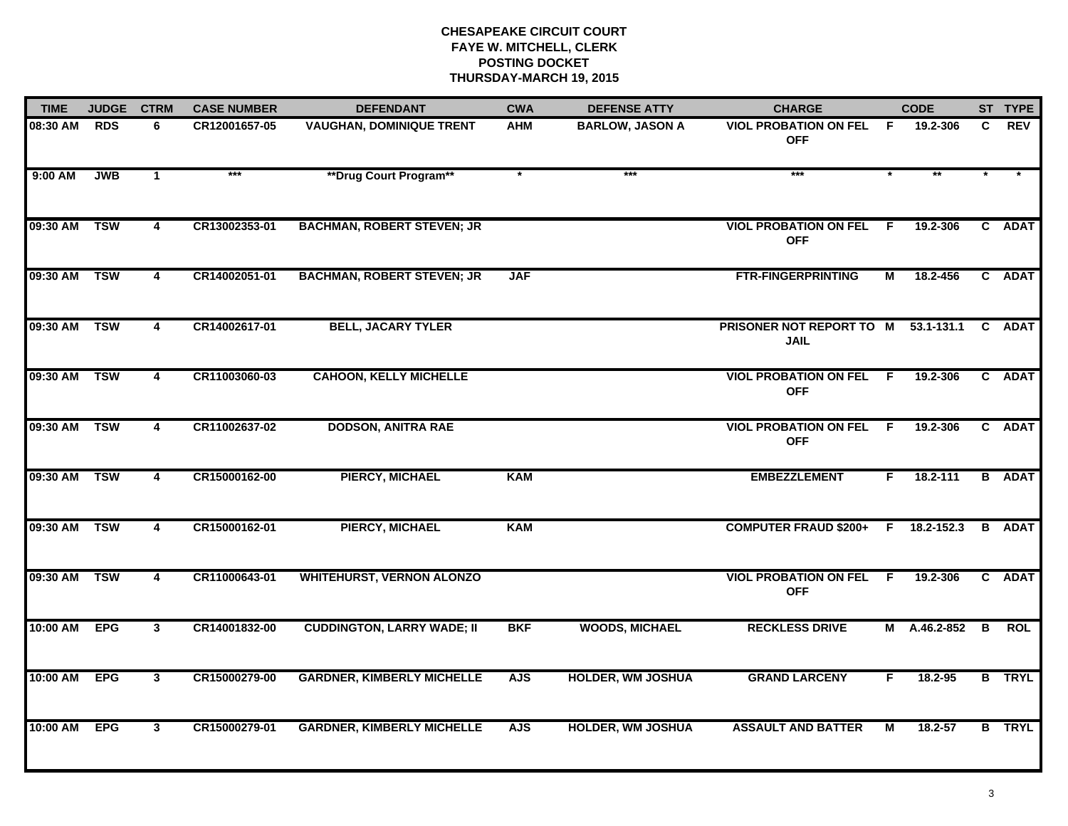# CHESAPEAKE CIRCUIT COURT
## FAYE W. MITCHELL, CLERK
## POSTING DOCKET
## THURSDAY-MARCH 19, 2015

| TIME | JUDGE | CTRM | CASE NUMBER | DEFENDANT | CWA | DEFENSE ATTY | CHARGE | | CODE | ST | TYPE |
|---|---|---|---|---|---|---|---|---|---|---|---|
| 08:30 AM | RDS | 6 | CR12001657-05 | VAUGHAN, DOMINIQUE TRENT | AHM | BARLOW, JASON A | VIOL PROBATION ON FEL OFF | F | 19.2-306 | C | REV |
| 9:00 AM | JWB | 1 | *** | **Drug Court Program** | * | *** | *** | * | ** | * | * |
| 09:30 AM | TSW | 4 | CR13002353-01 | BACHMAN, ROBERT STEVEN; JR | | | VIOL PROBATION ON FEL OFF | F | 19.2-306 | C | ADAT |
| 09:30 AM | TSW | 4 | CR14002051-01 | BACHMAN, ROBERT STEVEN; JR | JAF | | FTR-FINGERPRINTING | M | 18.2-456 | C | ADAT |
| 09:30 AM | TSW | 4 | CR14002617-01 | BELL, JACARY TYLER | | | PRISONER NOT REPORT TO JAIL | M | 53.1-131.1 | C | ADAT |
| 09:30 AM | TSW | 4 | CR11003060-03 | CAHOON, KELLY MICHELLE | | | VIOL PROBATION ON FEL OFF | F | 19.2-306 | C | ADAT |
| 09:30 AM | TSW | 4 | CR11002637-02 | DODSON, ANITRA RAE | | | VIOL PROBATION ON FEL OFF | F | 19.2-306 | C | ADAT |
| 09:30 AM | TSW | 4 | CR15000162-00 | PIERCY, MICHAEL | KAM | | EMBEZZLEMENT | F | 18.2-111 | B | ADAT |
| 09:30 AM | TSW | 4 | CR15000162-01 | PIERCY, MICHAEL | KAM | | COMPUTER FRAUD $200+ | F | 18.2-152.3 | B | ADAT |
| 09:30 AM | TSW | 4 | CR11000643-01 | WHITEHURST, VERNON ALONZO | | | VIOL PROBATION ON FEL OFF | F | 19.2-306 | C | ADAT |
| 10:00 AM | EPG | 3 | CR14001832-00 | CUDDINGTON, LARRY WADE; II | BKF | WOODS, MICHAEL | RECKLESS DRIVE | M | A.46.2-852 | B | ROL |
| 10:00 AM | EPG | 3 | CR15000279-00 | GARDNER, KIMBERLY MICHELLE | AJS | HOLDER, WM JOSHUA | GRAND LARCENY | F | 18.2-95 | B | TRYL |
| 10:00 AM | EPG | 3 | CR15000279-01 | GARDNER, KIMBERLY MICHELLE | AJS | HOLDER, WM JOSHUA | ASSAULT AND BATTER | M | 18.2-57 | B | TRYL |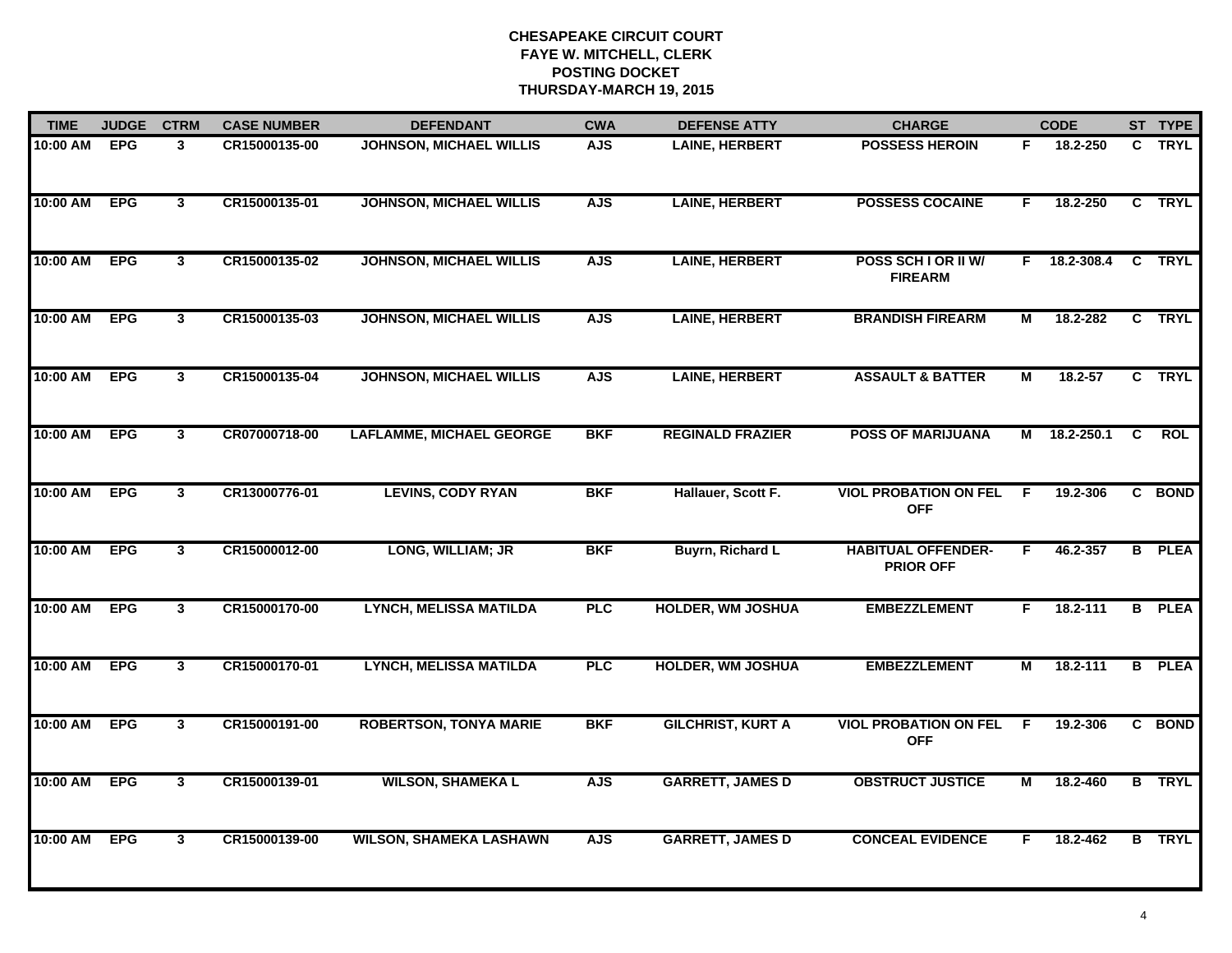# CHESAPEAKE CIRCUIT COURT
## FAYE W. MITCHELL, CLERK
## POSTING DOCKET
## THURSDAY-MARCH 19, 2015

| TIME | JUDGE | CTRM | CASE NUMBER | DEFENDANT | CWA | DEFENSE ATTY | CHARGE | | CODE | ST | TYPE |
|---|---|---|---|---|---|---|---|---|---|---|---|
| 10:00 AM | EPG | 3 | CR15000135-00 | JOHNSON, MICHAEL WILLIS | AJS | LAINE, HERBERT | POSSESS HEROIN | F | 18.2-250 | C | TRYL |
| 10:00 AM | EPG | 3 | CR15000135-01 | JOHNSON, MICHAEL WILLIS | AJS | LAINE, HERBERT | POSSESS COCAINE | F | 18.2-250 | C | TRYL |
| 10:00 AM | EPG | 3 | CR15000135-02 | JOHNSON, MICHAEL WILLIS | AJS | LAINE, HERBERT | POSS SCH I OR II W/ FIREARM | F | 18.2-308.4 | C | TRYL |
| 10:00 AM | EPG | 3 | CR15000135-03 | JOHNSON, MICHAEL WILLIS | AJS | LAINE, HERBERT | BRANDISH FIREARM | M | 18.2-282 | C | TRYL |
| 10:00 AM | EPG | 3 | CR15000135-04 | JOHNSON, MICHAEL WILLIS | AJS | LAINE, HERBERT | ASSAULT & BATTER | M | 18.2-57 | C | TRYL |
| 10:00 AM | EPG | 3 | CR07000718-00 | LAFLAMME, MICHAEL GEORGE | BKF | REGINALD FRAZIER | POSS OF MARIJUANA | M | 18.2-250.1 | C | ROL |
| 10:00 AM | EPG | 3 | CR13000776-01 | LEVINS, CODY RYAN | BKF | Hallauer, Scott F. | VIOL PROBATION ON FEL OFF | F | 19.2-306 | C | BOND |
| 10:00 AM | EPG | 3 | CR15000012-00 | LONG, WILLIAM; JR | BKF | Buyrn, Richard L | HABITUAL OFFENDER-PRIOR OFF | F | 46.2-357 | B | PLEA |
| 10:00 AM | EPG | 3 | CR15000170-00 | LYNCH, MELISSA MATILDA | PLC | HOLDER, WM JOSHUA | EMBEZZLEMENT | F | 18.2-111 | B | PLEA |
| 10:00 AM | EPG | 3 | CR15000170-01 | LYNCH, MELISSA MATILDA | PLC | HOLDER, WM JOSHUA | EMBEZZLEMENT | M | 18.2-111 | B | PLEA |
| 10:00 AM | EPG | 3 | CR15000191-00 | ROBERTSON, TONYA MARIE | BKF | GILCHRIST, KURT A | VIOL PROBATION ON FEL OFF | F | 19.2-306 | C | BOND |
| 10:00 AM | EPG | 3 | CR15000139-01 | WILSON, SHAMEKA L | AJS | GARRETT, JAMES D | OBSTRUCT JUSTICE | M | 18.2-460 | B | TRYL |
| 10:00 AM | EPG | 3 | CR15000139-00 | WILSON, SHAMEKA LASHAWN | AJS | GARRETT, JAMES D | CONCEAL EVIDENCE | F | 18.2-462 | B | TRYL |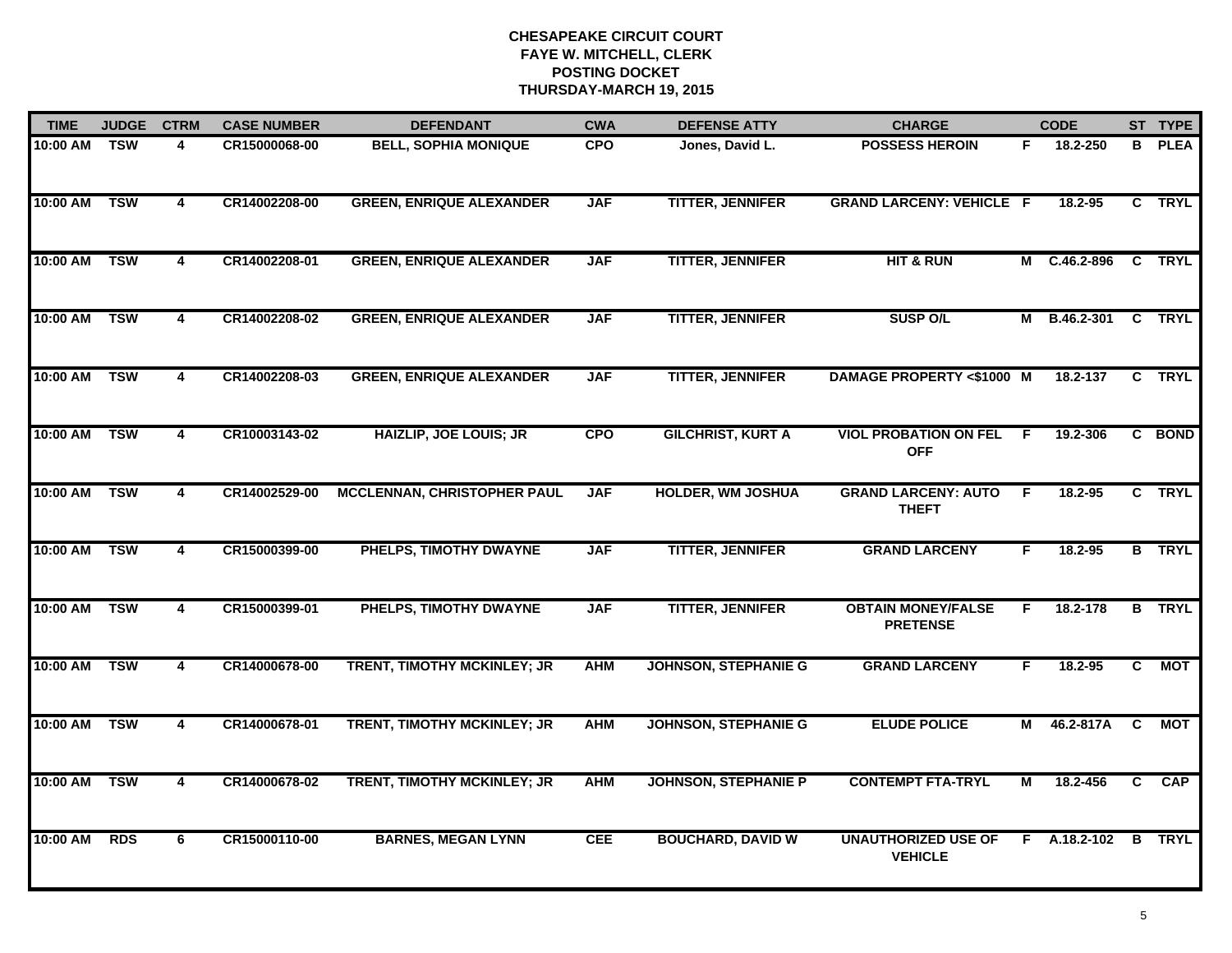**CHESAPEAKE CIRCUIT COURT**
**FAYE W. MITCHELL, CLERK**
**POSTING DOCKET**
**THURSDAY-MARCH 19, 2015**

| TIME | JUDGE | CTRM | CASE NUMBER | DEFENDANT | CWA | DEFENSE ATTY | CHARGE | | CODE | ST | TYPE |
|---|---|---|---|---|---|---|---|---|---|---|---|
| 10:00 AM | TSW | 4 | CR15000068-00 | BELL, SOPHIA MONIQUE | CPO | Jones, David L. | POSSESS HEROIN | F | 18.2-250 | B | PLEA |
| 10:00 AM | TSW | 4 | CR14002208-00 | GREEN, ENRIQUE ALEXANDER | JAF | TITTER, JENNIFER | GRAND LARCENY: VEHICLE | F | 18.2-95 | C | TRYL |
| 10:00 AM | TSW | 4 | CR14002208-01 | GREEN, ENRIQUE ALEXANDER | JAF | TITTER, JENNIFER | HIT & RUN | M | C.46.2-896 | C | TRYL |
| 10:00 AM | TSW | 4 | CR14002208-02 | GREEN, ENRIQUE ALEXANDER | JAF | TITTER, JENNIFER | SUSP O/L | M | B.46.2-301 | C | TRYL |
| 10:00 AM | TSW | 4 | CR14002208-03 | GREEN, ENRIQUE ALEXANDER | JAF | TITTER, JENNIFER | DAMAGE PROPERTY <$1000 | M | 18.2-137 | C | TRYL |
| 10:00 AM | TSW | 4 | CR10003143-02 | HAIZLIP, JOE LOUIS; JR | CPO | GILCHRIST, KURT A | VIOL PROBATION ON FEL OFF | F | 19.2-306 | C | BOND |
| 10:00 AM | TSW | 4 | CR14002529-00 | MCCLENNAN, CHRISTOPHER PAUL | JAF | HOLDER, WM JOSHUA | GRAND LARCENY: AUTO THEFT | F | 18.2-95 | C | TRYL |
| 10:00 AM | TSW | 4 | CR15000399-00 | PHELPS, TIMOTHY DWAYNE | JAF | TITTER, JENNIFER | GRAND LARCENY | F | 18.2-95 | B | TRYL |
| 10:00 AM | TSW | 4 | CR15000399-01 | PHELPS, TIMOTHY DWAYNE | JAF | TITTER, JENNIFER | OBTAIN MONEY/FALSE PRETENSE | F | 18.2-178 | B | TRYL |
| 10:00 AM | TSW | 4 | CR14000678-00 | TRENT, TIMOTHY MCKINLEY; JR | AHM | JOHNSON, STEPHANIE G | GRAND LARCENY | F | 18.2-95 | C | MOT |
| 10:00 AM | TSW | 4 | CR14000678-01 | TRENT, TIMOTHY MCKINLEY; JR | AHM | JOHNSON, STEPHANIE G | ELUDE POLICE | M | 46.2-817A | C | MOT |
| 10:00 AM | TSW | 4 | CR14000678-02 | TRENT, TIMOTHY MCKINLEY; JR | AHM | JOHNSON, STEPHANIE P | CONTEMPT FTA-TRYL | M | 18.2-456 | C | CAP |
| 10:00 AM | RDS | 6 | CR15000110-00 | BARNES, MEGAN LYNN | CEE | BOUCHARD, DAVID W | UNAUTHORIZED USE OF VEHICLE | F | A.18.2-102 | B | TRYL |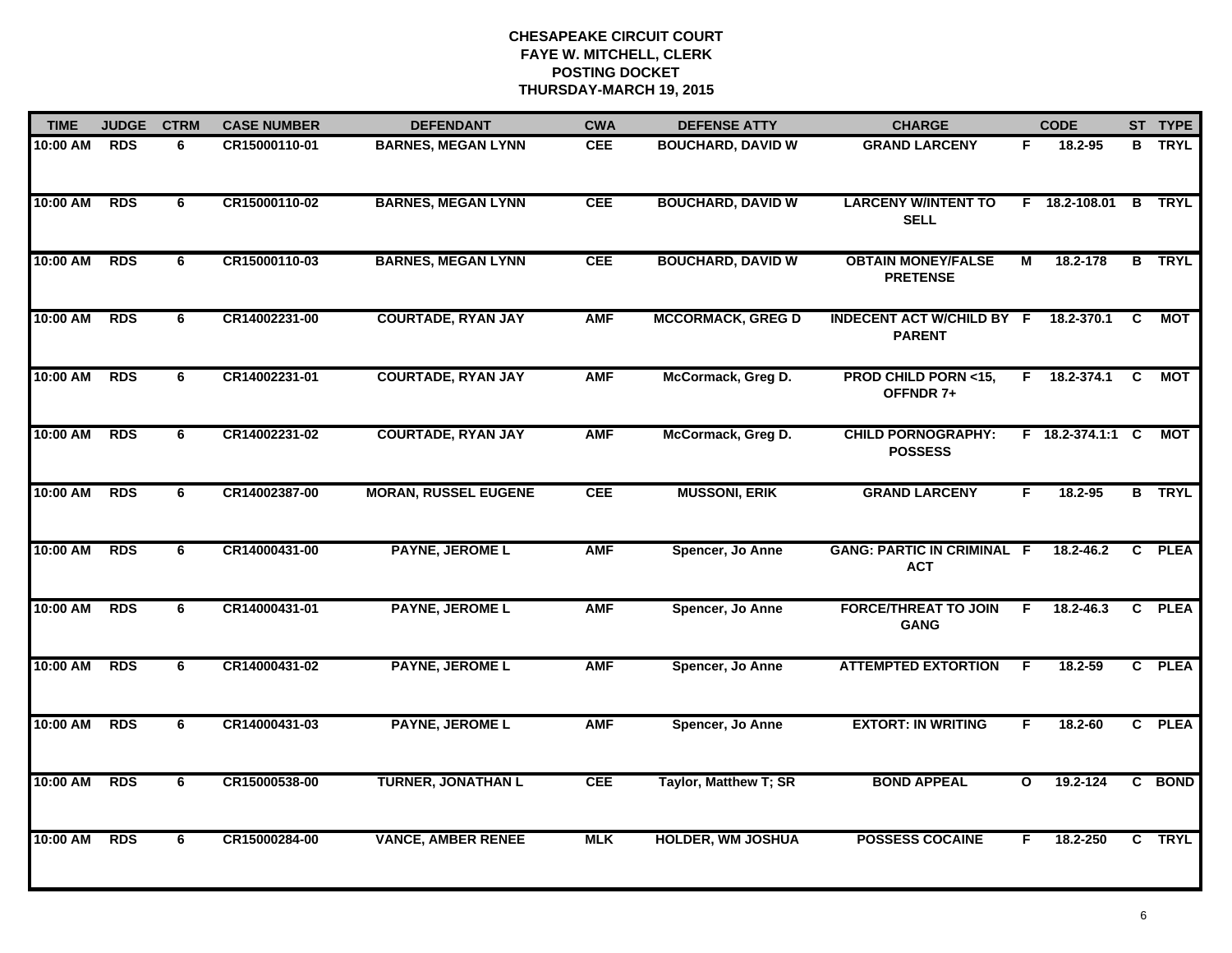# CHESAPEAKE CIRCUIT COURT
## FAYE W. MITCHELL, CLERK
## POSTING DOCKET
## THURSDAY-MARCH 19, 2015

| TIME | JUDGE | CTRM | CASE NUMBER | DEFENDANT | CWA | DEFENSE ATTY | CHARGE | | CODE | ST | TYPE |
|---|---|---|---|---|---|---|---|---|---|---|---|
| 10:00 AM | RDS | 6 | CR15000110-01 | BARNES, MEGAN LYNN | CEE | BOUCHARD, DAVID W | GRAND LARCENY | F | 18.2-95 | B | TRYL |
| 10:00 AM | RDS | 6 | CR15000110-02 | BARNES, MEGAN LYNN | CEE | BOUCHARD, DAVID W | LARCENY W/INTENT TO SELL | F | 18.2-108.01 | B | TRYL |
| 10:00 AM | RDS | 6 | CR15000110-03 | BARNES, MEGAN LYNN | CEE | BOUCHARD, DAVID W | OBTAIN MONEY/FALSE PRETENSE | M | 18.2-178 | B | TRYL |
| 10:00 AM | RDS | 6 | CR14002231-00 | COURTADE, RYAN JAY | AMF | MCCORMACK, GREG D | INDECENT ACT W/CHILD BY PARENT | F | 18.2-370.1 | C | MOT |
| 10:00 AM | RDS | 6 | CR14002231-01 | COURTADE, RYAN JAY | AMF | McCormack, Greg D. | PROD CHILD PORN <15, OFFNDR 7+ | F | 18.2-374.1 | C | MOT |
| 10:00 AM | RDS | 6 | CR14002231-02 | COURTADE, RYAN JAY | AMF | McCormack, Greg D. | CHILD PORNOGRAPHY: POSSESS | F | 18.2-374.1:1 | C | MOT |
| 10:00 AM | RDS | 6 | CR14002387-00 | MORAN, RUSSEL EUGENE | CEE | MUSSONI, ERIK | GRAND LARCENY | F | 18.2-95 | B | TRYL |
| 10:00 AM | RDS | 6 | CR14000431-00 | PAYNE, JEROME L | AMF | Spencer, Jo Anne | GANG: PARTIC IN CRIMINAL ACT | F | 18.2-46.2 | C | PLEA |
| 10:00 AM | RDS | 6 | CR14000431-01 | PAYNE, JEROME L | AMF | Spencer, Jo Anne | FORCE/THREAT TO JOIN GANG | F | 18.2-46.3 | C | PLEA |
| 10:00 AM | RDS | 6 | CR14000431-02 | PAYNE, JEROME L | AMF | Spencer, Jo Anne | ATTEMPTED EXTORTION | F | 18.2-59 | C | PLEA |
| 10:00 AM | RDS | 6 | CR14000431-03 | PAYNE, JEROME L | AMF | Spencer, Jo Anne | EXTORT: IN WRITING | F | 18.2-60 | C | PLEA |
| 10:00 AM | RDS | 6 | CR15000538-00 | TURNER, JONATHAN L | CEE | Taylor, Matthew T; SR | BOND APPEAL | O | 19.2-124 | C | BOND |
| 10:00 AM | RDS | 6 | CR15000284-00 | VANCE, AMBER RENEE | MLK | HOLDER, WM JOSHUA | POSSESS COCAINE | F | 18.2-250 | C | TRYL |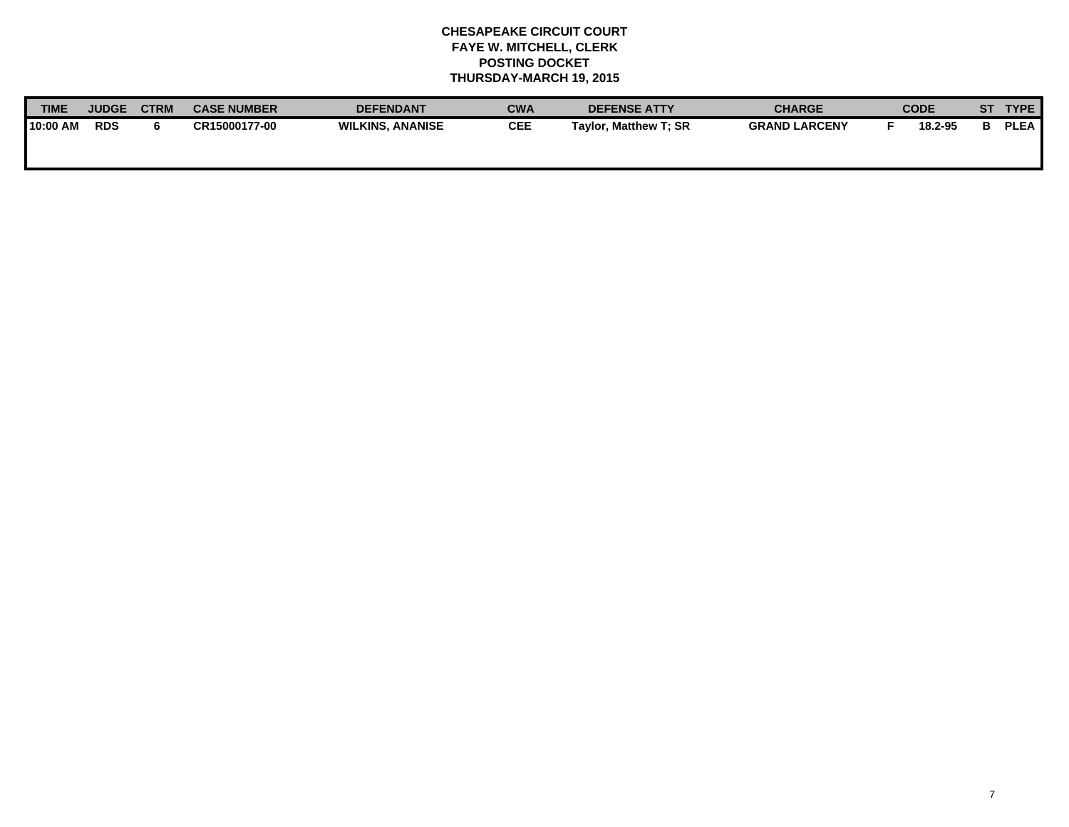**CHESAPEAKE CIRCUIT COURT**
**FAYE W. MITCHELL, CLERK**
**POSTING DOCKET**
**THURSDAY-MARCH 19, 2015**

| TIME | JUDGE | CTRM | CASE NUMBER | DEFENDANT | CWA | DEFENSE ATTY | CHARGE | | CODE | ST | TYPE |
|---|---|---|---|---|---|---|---|---|---|---|---|
| 10:00 AM | RDS | 6 | CR15000177-00 | WILKINS, ANANISE | CEE | Taylor, Matthew T; SR | GRAND LARCENY | F | 18.2-95 | B | PLEA |